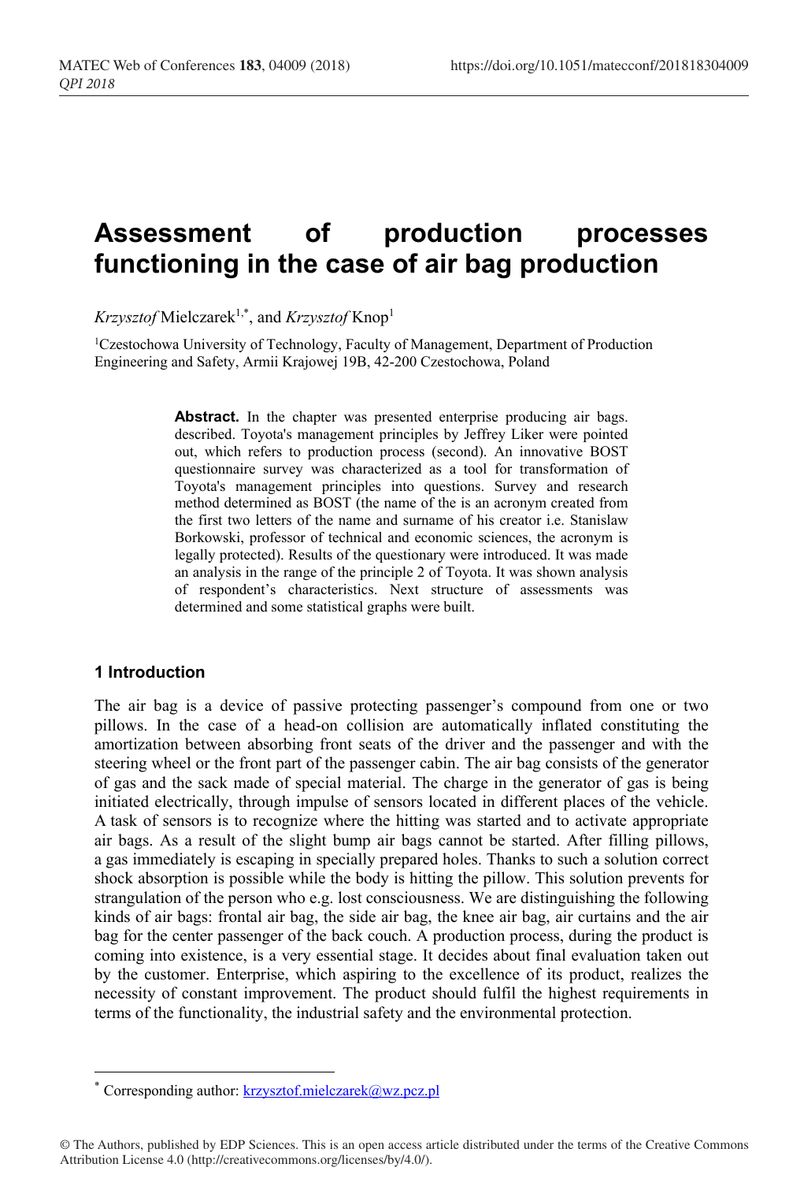# Assessment of production processes functioning in the case of air bag production

*Krzysztof* Mielczarek[1,*], and *Krzysztof* Knop[1]

[1]Czestochowa University of Technology, Faculty of Management, Department of Production Engineering and Safety, Armii Krajowej 19B, 42-200 Czestochowa, Poland

**Abstract.** In the chapter was presented enterprise producing air bags. described. Toyota's management principles by Jeffrey Liker were pointed out, which refers to production process (second). An innovative BOST questionnaire survey was characterized as a tool for transformation of Toyota's management principles into questions. Survey and research method determined as BOST (the name of the is an acronym created from the first two letters of the name and surname of his creator i.e. Stanislaw Borkowski, professor of technical and economic sciences, the acronym is legally protected). Results of the questionary were introduced. It was made an analysis in the range of the principle 2 of Toyota. It was shown analysis of respondent's characteristics. Next structure of assessments was determined and some statistical graphs were built.

## 1 Introduction

The air bag is a device of passive protecting passenger's compound from one or two pillows. In the case of a head-on collision are automatically inflated constituting the amortization between absorbing front seats of the driver and the passenger and with the steering wheel or the front part of the passenger cabin. The air bag consists of the generator of gas and the sack made of special material. The charge in the generator of gas is being initiated electrically, through impulse of sensors located in different places of the vehicle. A task of sensors is to recognize where the hitting was started and to activate appropriate air bags. As a result of the slight bump air bags cannot be started. After filling pillows, a gas immediately is escaping in specially prepared holes. Thanks to such a solution correct shock absorption is possible while the body is hitting the pillow. This solution prevents for strangulation of the person who e.g. lost consciousness. We are distinguishing the following kinds of air bags: frontal air bag, the side air bag, the knee air bag, air curtains and the air bag for the center passenger of the back couch. A production process, during the product is coming into existence, is a very essential stage. It decides about final evaluation taken out by the customer. Enterprise, which aspiring to the excellence of its product, realizes the necessity of constant improvement. The product should fulfil the highest requirements in terms of the functionality, the industrial safety and the environmental protection.

[*] Corresponding author: krzysztof.mielczarek@wz.pcz.pl

© The Authors, published by EDP Sciences. This is an open access article distributed under the terms of the Creative Commons Attribution License 4.0 (http://creativecommons.org/licenses/by/4.0/).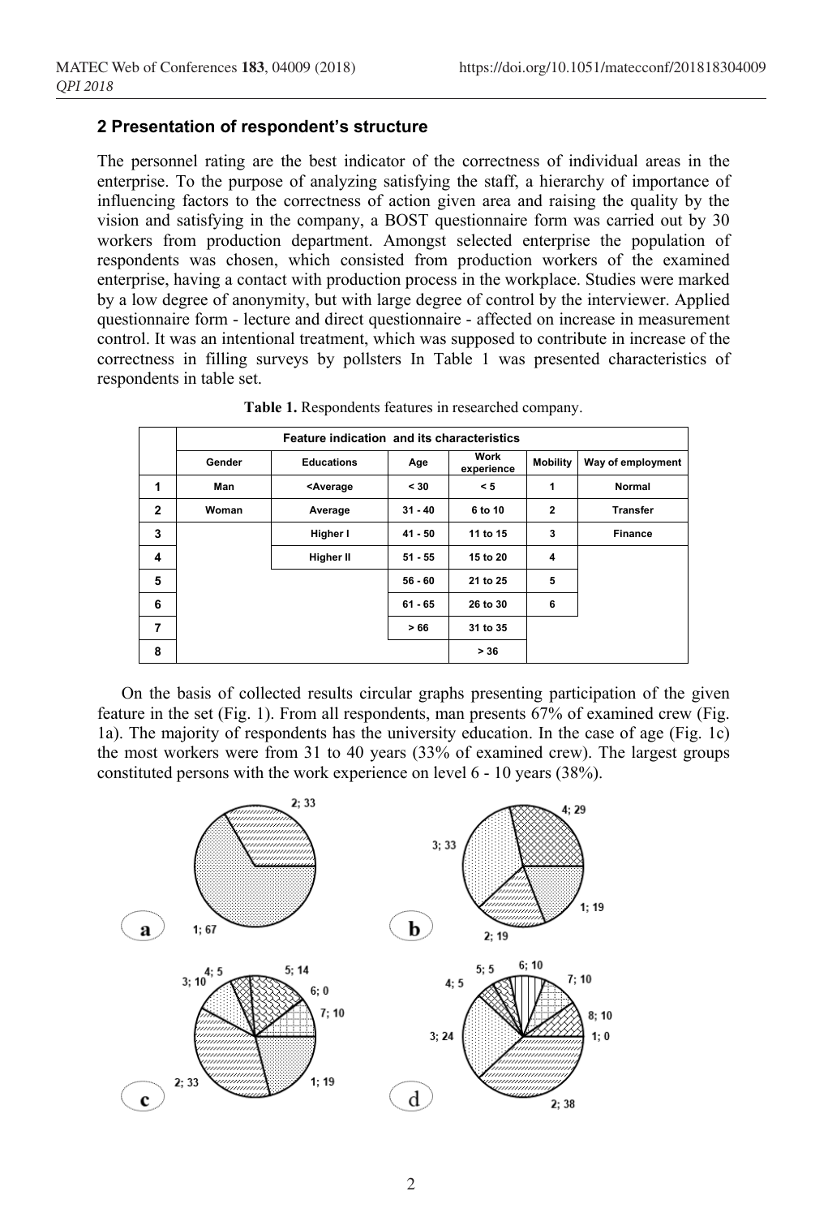## 2 Presentation of respondent's structure

The personnel rating are the best indicator of the correctness of individual areas in the enterprise. To the purpose of analyzing satisfying the staff, a hierarchy of importance of influencing factors to the correctness of action given area and raising the quality by the vision and satisfying in the company, a BOST questionnaire form was carried out by 30 workers from production department. Amongst selected enterprise the population of respondents was chosen, which consisted from production workers of the examined enterprise, having a contact with production process in the workplace. Studies were marked by a low degree of anonymity, but with large degree of control by the interviewer. Applied questionnaire form - lecture and direct questionnaire - affected on increase in measurement control. It was an intentional treatment, which was supposed to contribute in increase of the correctness in filling surveys by pollsters In Table 1 was presented characteristics of respondents in table set.

**Table 1.** Respondents features in researched company.

| | Feature indication and its characteristics | | | | | |
|---|---|---|---|---|---|---|
| | Gender | Educations | Age | Work experience | Mobility | Way of employment |
| 1 | Man | <Average | < 30 | < 5 | 1 | Normal |
| 2 | Woman | Average | 31 - 40 | 6 to 10 | 2 | Transfer |
| 3 | | Higher I | 41 - 50 | 11 to 15 | 3 | Finance |
| 4 | | Higher II | 51 - 55 | 15 to 20 | 4 | |
| 5 | | | 56 - 60 | 21 to 25 | 5 | |
| 6 | | | 61 - 65 | 26 to 30 | 6 | |
| 7 | | | > 66 | 31 to 35 | | |
| 8 | | | | > 36 | | |

On the basis of collected results circular graphs presenting participation of the given feature in the set (Fig. 1). From all respondents, man presents 67% of examined crew (Fig. 1a). The majority of respondents has the university education. In the case of age (Fig. 1c) the most workers were from 31 to 40 years (33% of examined crew). The largest groups constituted persons with the work experience on level 6 - 10 years (38%).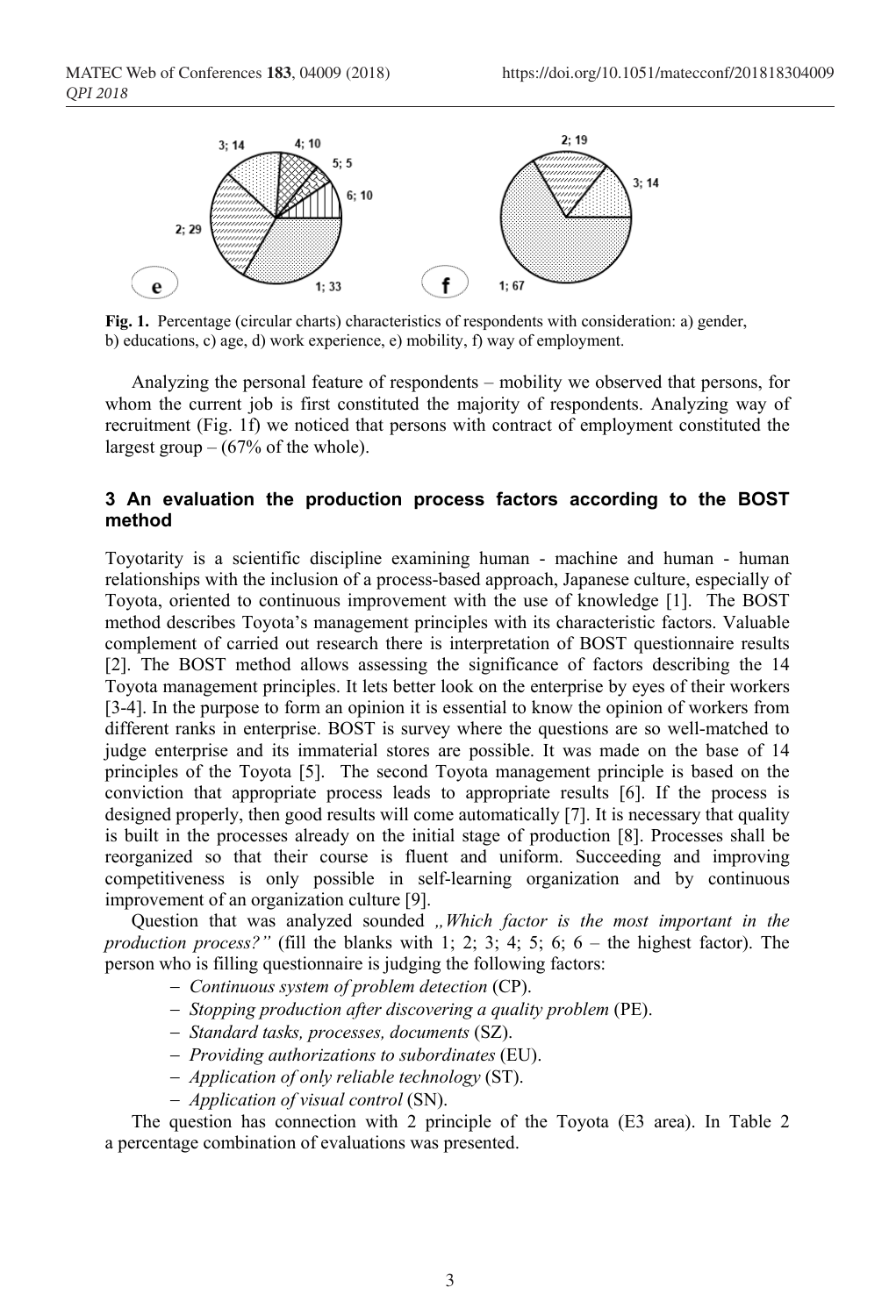Fig. 1. Percentage (circular charts) characteristics of respondents with consideration: a) gender, b) educations, c) age, d) work experience, e) mobility, f) way of employment.

Analyzing the personal feature of respondents – mobility we observed that persons, for whom the current job is first constituted the majority of respondents. Analyzing way of recruitment (Fig. 1f) we noticed that persons with contract of employment constituted the largest group – (67% of the whole).

## 3 An evaluation the production process factors according to the BOST method

Toyotarity is a scientific discipline examining human - machine and human - human relationships with the inclusion of a process-based approach, Japanese culture, especially of Toyota, oriented to continuous improvement with the use of knowledge [1]. The BOST method describes Toyota's management principles with its characteristic factors. Valuable complement of carried out research there is interpretation of BOST questionnaire results [2]. The BOST method allows assessing the significance of factors describing the 14 Toyota management principles. It lets better look on the enterprise by eyes of their workers [3-4]. In the purpose to form an opinion it is essential to know the opinion of workers from different ranks in enterprise. BOST is survey where the questions are so well-matched to judge enterprise and its immaterial stores are possible. It was made on the base of 14 principles of the Toyota [5]. The second Toyota management principle is based on the conviction that appropriate process leads to appropriate results [6]. If the process is designed properly, then good results will come automatically [7]. It is necessary that quality is built in the processes already on the initial stage of production [8]. Processes shall be reorganized so that their course is fluent and uniform. Succeeding and improving competitiveness is only possible in self-learning organization and by continuous improvement of an organization culture [9].

Question that was analyzed sounded *„Which factor is the most important in the production process?"* (fill the blanks with 1; 2; 3; 4; 5; 6 – the highest factor). The person who is filling questionnaire is judging the following factors:

- *Continuous system of problem detection* (CP).
- *Stopping production after discovering a quality problem* (PE).
- *Standard tasks, processes, documents* (SZ).
- *Providing authorizations to subordinates* (EU).
- *Application of only reliable technology* (ST).
- *Application of visual control* (SN).

The question has connection with 2 principle of the Toyota (E3 area). In Table 2 a percentage combination of evaluations was presented.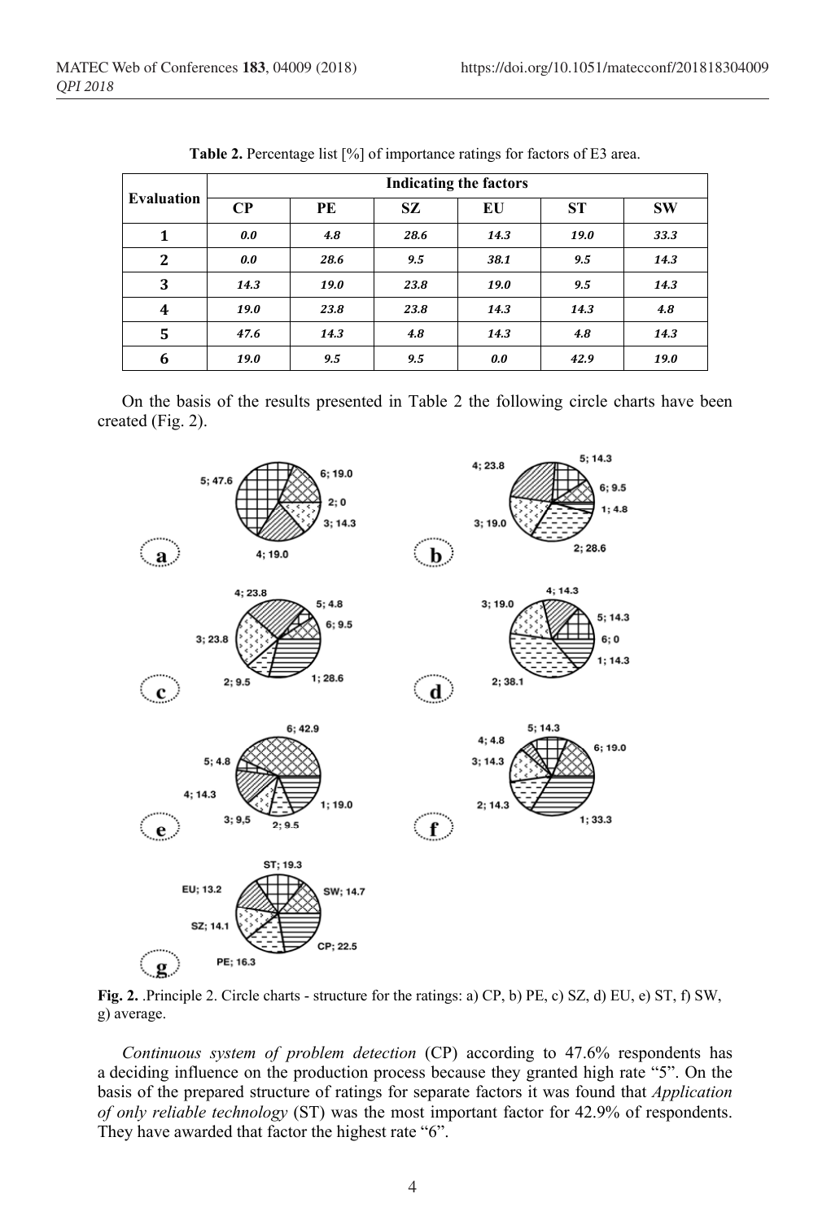**Table 2.** Percentage list [%] of importance ratings for factors of E3 area.

| Evaluation | Indicating the factors | | | | | |
|---|---|---|---|---|---|---|
| | CP | PE | SZ | EU | ST | SW |
| 1 | 0.0 | 4.8 | 28.6 | 14.3 | 19.0 | 33.3 |
| 2 | 0.0 | 28.6 | 9.5 | 38.1 | 9.5 | 14.3 |
| 3 | 14.3 | 19.0 | 23.8 | 19.0 | 9.5 | 14.3 |
| 4 | 19.0 | 23.8 | 23.8 | 14.3 | 14.3 | 4.8 |
| 5 | 47.6 | 14.3 | 4.8 | 14.3 | 4.8 | 14.3 |
| 6 | 19.0 | 9.5 | 9.5 | 0.0 | 42.9 | 19.0 |

On the basis of the results presented in Table 2 the following circle charts have been created (Fig. 2).

**Fig. 2.** .Principle 2. Circle charts - structure for the ratings: a) CP, b) PE, c) SZ, d) EU, e) ST, f) SW, g) average.

*Continuous system of problem detection* (CP) according to 47.6% respondents has a deciding influence on the production process because they granted high rate "5". On the basis of the prepared structure of ratings for separate factors it was found that *Application of only reliable technology* (ST) was the most important factor for 42.9% of respondents. They have awarded that factor the highest rate "6".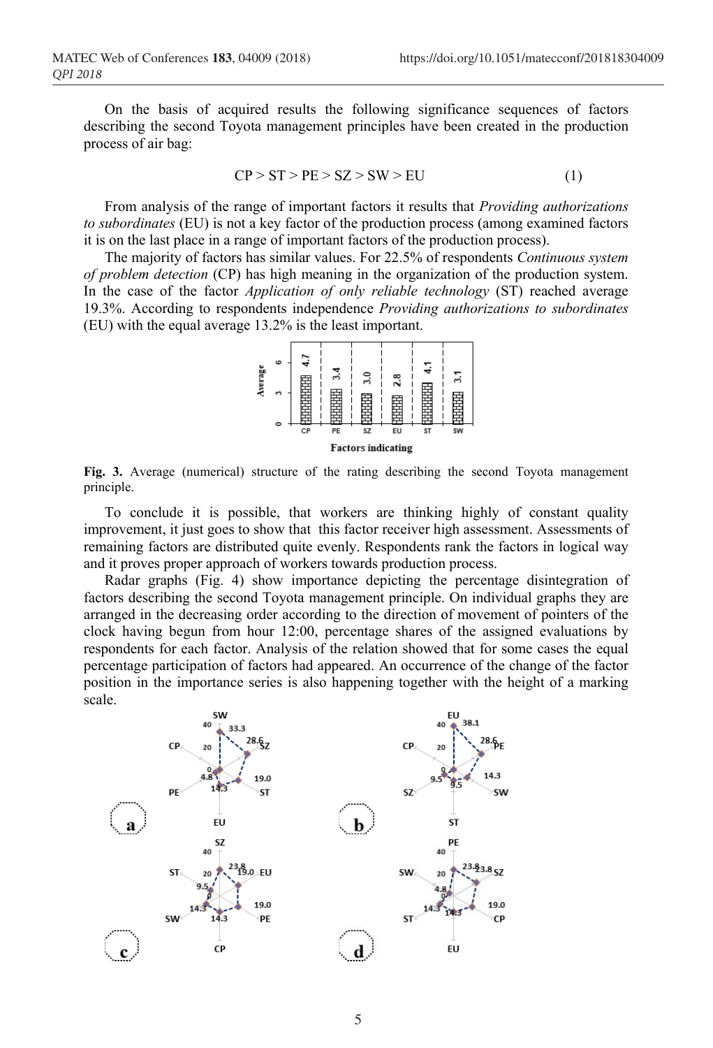On the basis of acquired results the following significance sequences of factors describing the second Toyota management principles have been created in the production process of air bag:

$$CP > ST > PE > SZ > SW > EU \tag{1}$$

From analysis of the range of important factors it results that *Providing authorizations to subordinates* (EU) is not a key factor of the production process (among examined factors it is on the last place in a range of important factors of the production process).

The majority of factors has similar values. For 22.5% of respondents *Continuous system of problem detection* (CP) has high meaning in the organization of the production system. In the case of the factor *Application of only reliable technology* (ST) reached average 19.3%. According to respondents independence *Providing authorizations to subordinates* (EU) with the equal average 13.2% is the least important.

**Fig. 3.** Average (numerical) structure of the rating describing the second Toyota management principle.

To conclude it is possible, that workers are thinking highly of constant quality improvement, it just goes to show that this factor receiver high assessment. Assessments of remaining factors are distributed quite evenly. Respondents rank the factors in logical way and it proves proper approach of workers towards production process.

Radar graphs (Fig. 4) show importance depicting the percentage disintegration of factors describing the second Toyota management principle. On individual graphs they are arranged in the decreasing order according to the direction of movement of pointers of the clock having begun from hour 12:00, percentage shares of the assigned evaluations by respondents for each factor. Analysis of the relation showed that for some cases the equal percentage participation of factors had appeared. An occurrence of the change of the factor position in the importance series is also happening together with the height of a marking scale.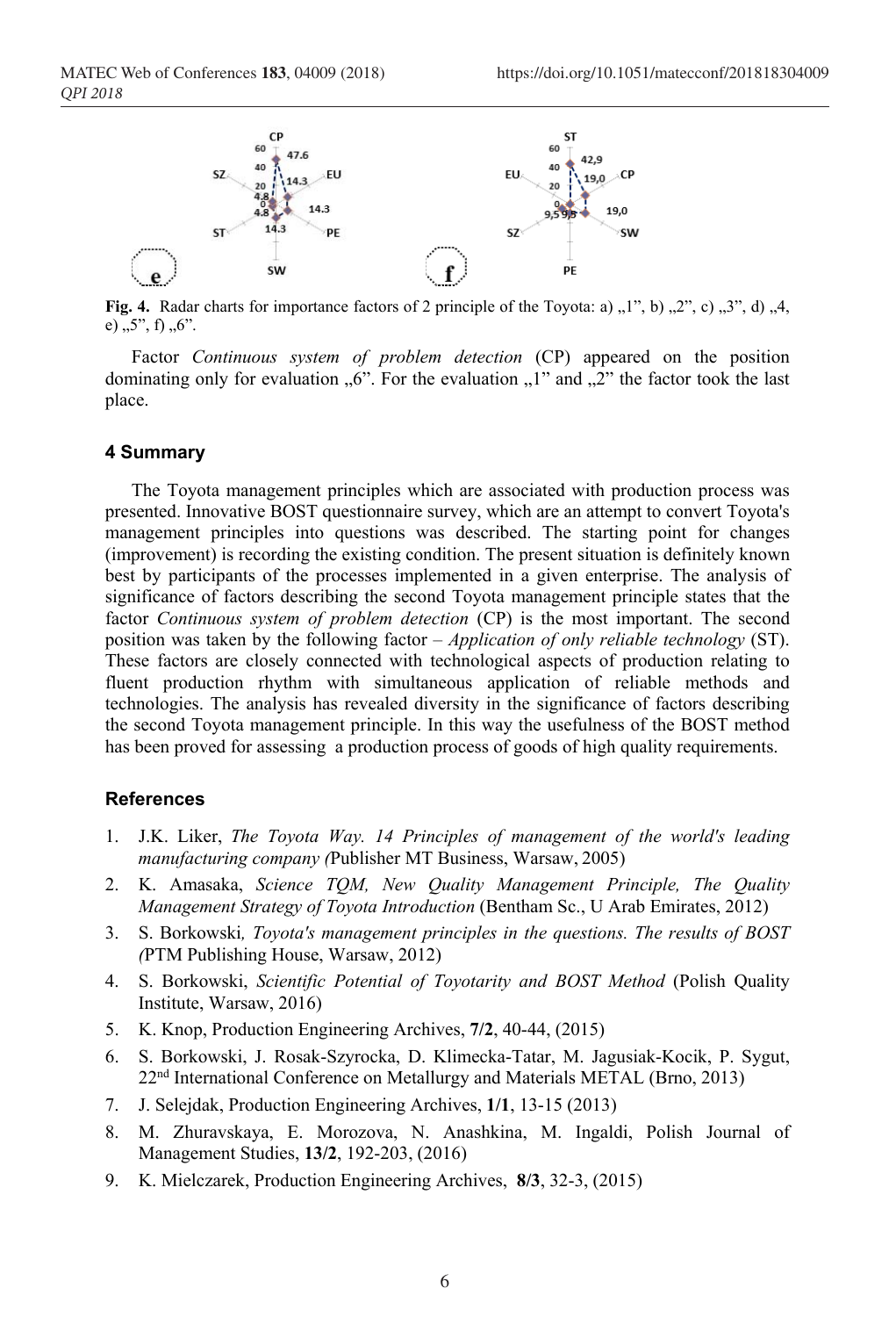CP
60
47.6
40
SZ
EU
14.3
20
4.8
0
4.8
14.3
ST
14.3
PE
SW
e

ST
60
42,9
40
EU
CP
19,0
20
0
9,5 9,5
19,0
SZ
SW
PE
f

**Fig. 4.** Radar charts for importance factors of 2 principle of the Toyota: a) „1", b) „2", c) „3", d) „4, e) „5", f) „6".

Factor *Continuous system of problem detection* (CP) appeared on the position dominating only for evaluation „6". For the evaluation „1" and „2" the factor took the last place.

## 4 Summary

The Toyota management principles which are associated with production process was presented. Innovative BOST questionnaire survey, which are an attempt to convert Toyota's management principles into questions was described. The starting point for changes (improvement) is recording the existing condition. The present situation is definitely known best by participants of the processes implemented in a given enterprise. The analysis of significance of factors describing the second Toyota management principle states that the factor *Continuous system of problem detection* (CP) is the most important. The second position was taken by the following factor – *Application of only reliable technology* (ST). These factors are closely connected with technological aspects of production relating to fluent production rhythm with simultaneous application of reliable methods and technologies. The analysis has revealed diversity in the significance of factors describing the second Toyota management principle. In this way the usefulness of the BOST method has been proved for assessing a production process of goods of high quality requirements.

## References

1. J.K. Liker, *The Toyota Way. 14 Principles of management of the world's leading manufacturing company (*Publisher MT Business, Warsaw, 2005)
2. K. Amasaka, *Science TQM, New Quality Management Principle, The Quality Management Strategy of Toyota Introduction* (Bentham Sc., U Arab Emirates, 2012)
3. S. Borkowski*, Toyota's management principles in the questions. The results of BOST (*PTM Publishing House, Warsaw, 2012)
4. S. Borkowski, *Scientific Potential of Toyotarity and BOST Method* (Polish Quality Institute, Warsaw, 2016)
5. K. Knop, Production Engineering Archives, **7/2**, 40-44, (2015)
6. S. Borkowski, J. Rosak-Szyrocka, D. Klimecka-Tatar, M. Jagusiak-Kocik, P. Sygut, 22nd International Conference on Metallurgy and Materials METAL (Brno, 2013)
7. J. Selejdak, Production Engineering Archives, **1/1**, 13-15 (2013)
8. M. Zhuravskaya, E. Morozova, N. Anashkina, M. Ingaldi, Polish Journal of Management Studies, **13/2**, 192-203, (2016)
9. K. Mielczarek, Production Engineering Archives, **8/3**, 32-3, (2015)